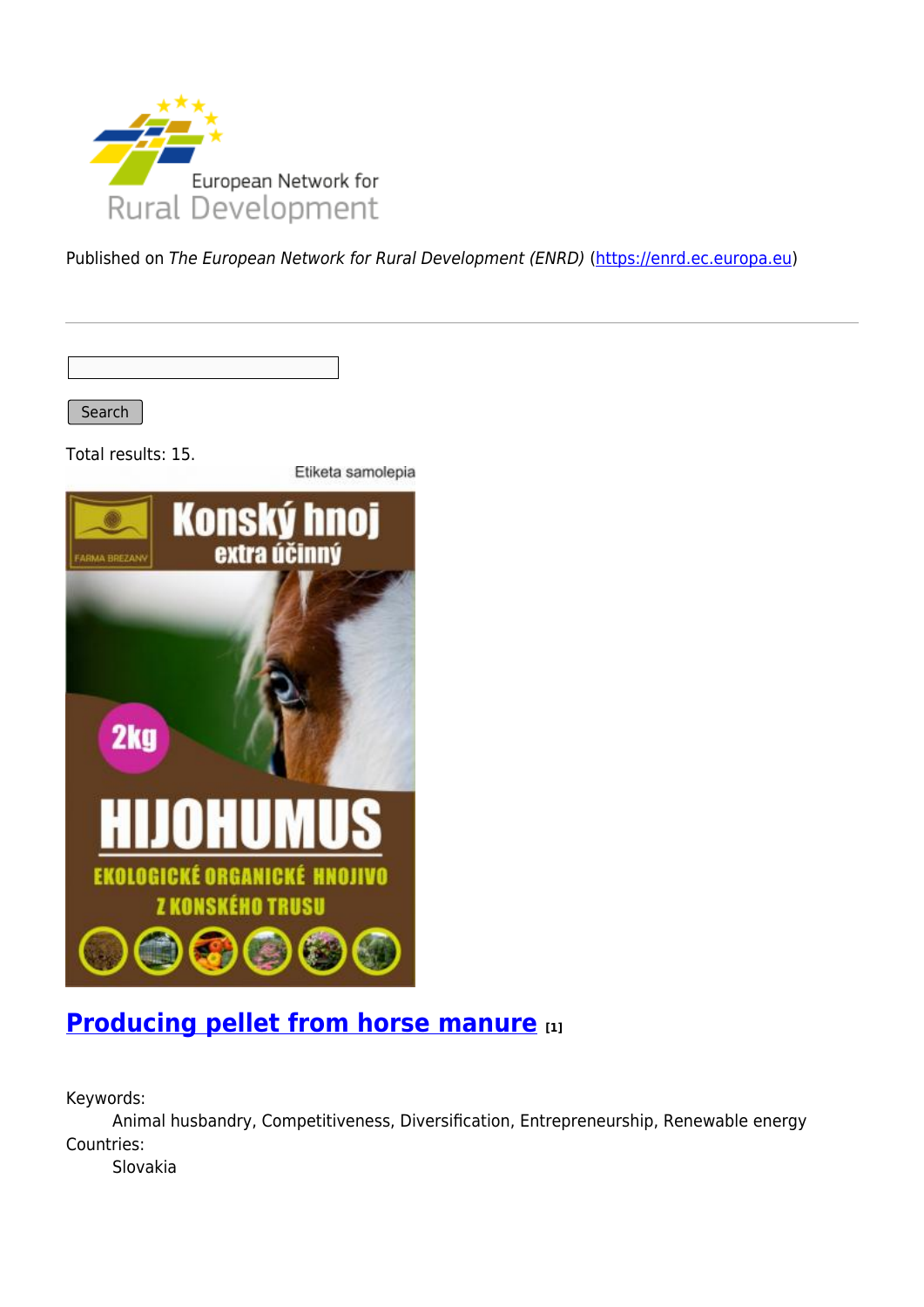Published on *The European Network for Rural Development (ENRD)* (https://enrd.ec.europa.eu)

Search

Total results: 15.

## Producing pellet from horse manure [1]

Keywords:
Animal husbandry, Competitiveness, Diversification, Entrepreneurship, Renewable energy

Countries:
Slovakia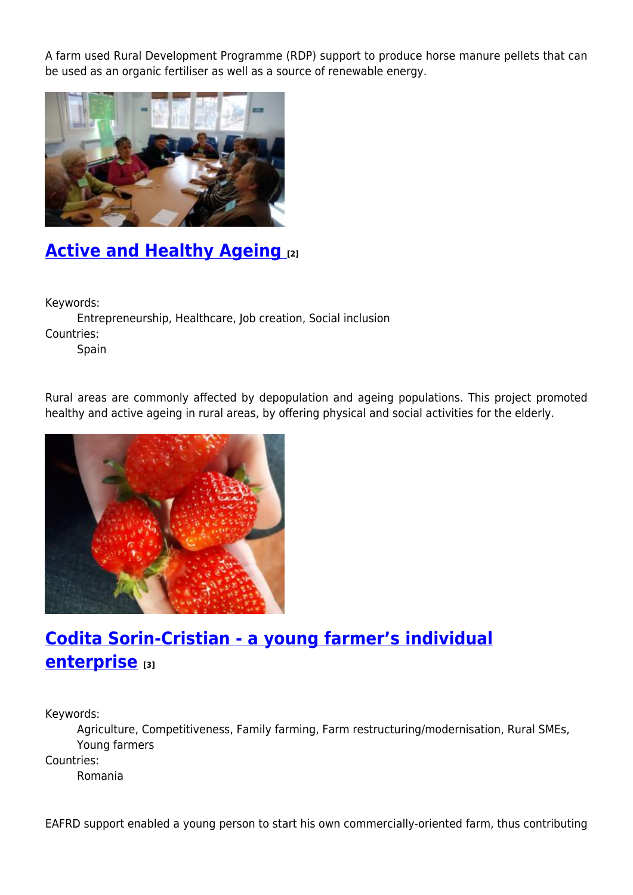A farm used Rural Development Programme (RDP) support to produce horse manure pellets that can be used as an organic fertiliser as well as a source of renewable energy.

## Active and Healthy Ageing [2]

Keywords:
: Entrepreneurship, Healthcare, Job creation, Social inclusion

Countries:
: Spain

Rural areas are commonly affected by depopulation and ageing populations. This project promoted healthy and active ageing in rural areas, by offering physical and social activities for the elderly.

## Codita Sorin-Cristian - a young farmer's individual enterprise [3]

Keywords:
: Agriculture, Competitiveness, Family farming, Farm restructuring/modernisation, Rural SMEs, Young farmers

Countries:
: Romania

EAFRD support enabled a young person to start his own commercially-oriented farm, thus contributing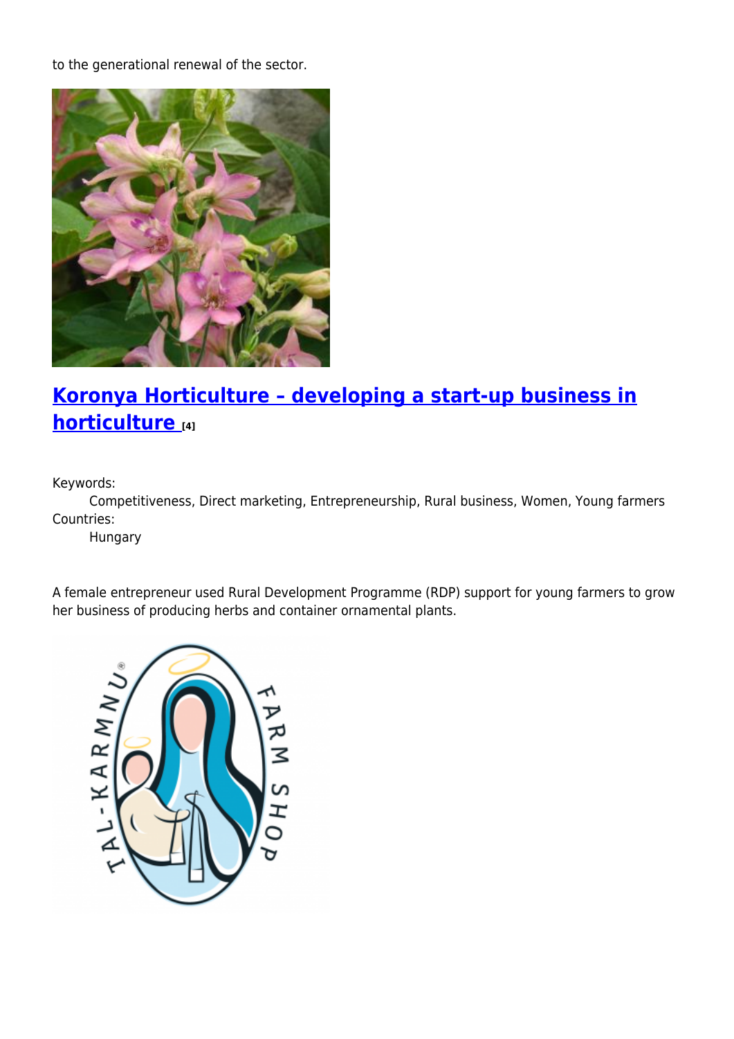to the generational renewal of the sector.

## [Koronya Horticulture – developing a start-up business in horticulture ](#)[4]

Keywords:

Competitiveness, Direct marketing, Entrepreneurship, Rural business, Women, Young farmers

Countries:

Hungary

A female entrepreneur used Rural Development Programme (RDP) support for young farmers to grow her business of producing herbs and container ornamental plants.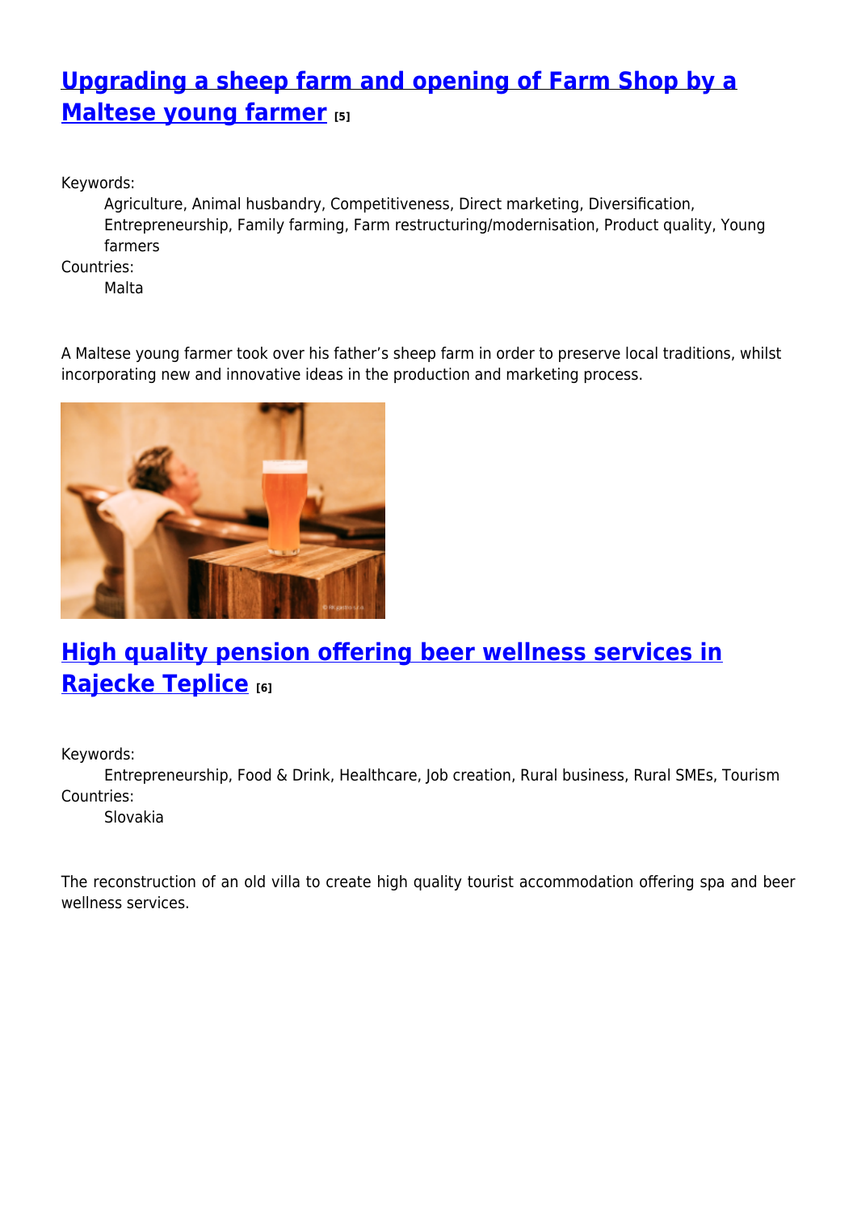## Upgrading a sheep farm and opening of Farm Shop by a Maltese young farmer [5]

Keywords:

Agriculture, Animal husbandry, Competitiveness, Direct marketing, Diversification, Entrepreneurship, Family farming, Farm restructuring/modernisation, Product quality, Young farmers

Countries:

Malta

A Maltese young farmer took over his father's sheep farm in order to preserve local traditions, whilst incorporating new and innovative ideas in the production and marketing process.

## High quality pension offering beer wellness services in Rajecke Teplice [6]

Keywords:

Entrepreneurship, Food & Drink, Healthcare, Job creation, Rural business, Rural SMEs, Tourism

Countries:

Slovakia

The reconstruction of an old villa to create high quality tourist accommodation offering spa and beer wellness services.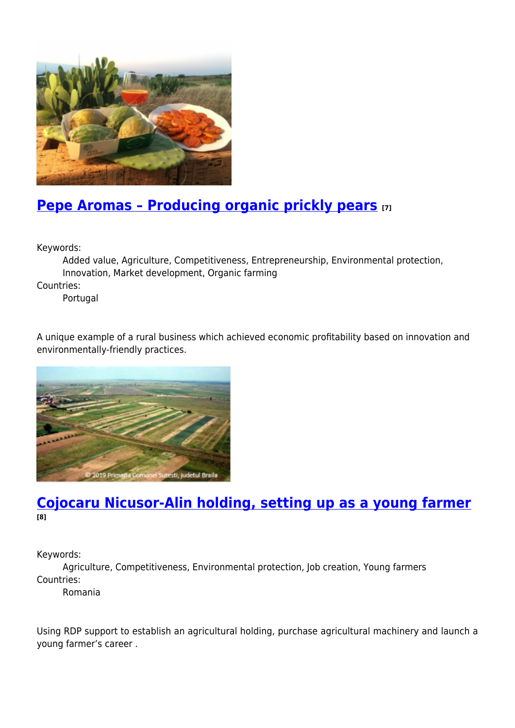## Pepe Aromas – Producing organic prickly pears [7]

Keywords:
: Added value, Agriculture, Competitiveness, Entrepreneurship, Environmental protection, Innovation, Market development, Organic farming

Countries:
: Portugal

A unique example of a rural business which achieved economic profitability based on innovation and environmentally-friendly practices.

## Cojocaru Nicusor-Alin holding, setting up as a young farmer [8]

Keywords:
: Agriculture, Competitiveness, Environmental protection, Job creation, Young farmers

Countries:
: Romania

Using RDP support to establish an agricultural holding, purchase agricultural machinery and launch a young farmer's career .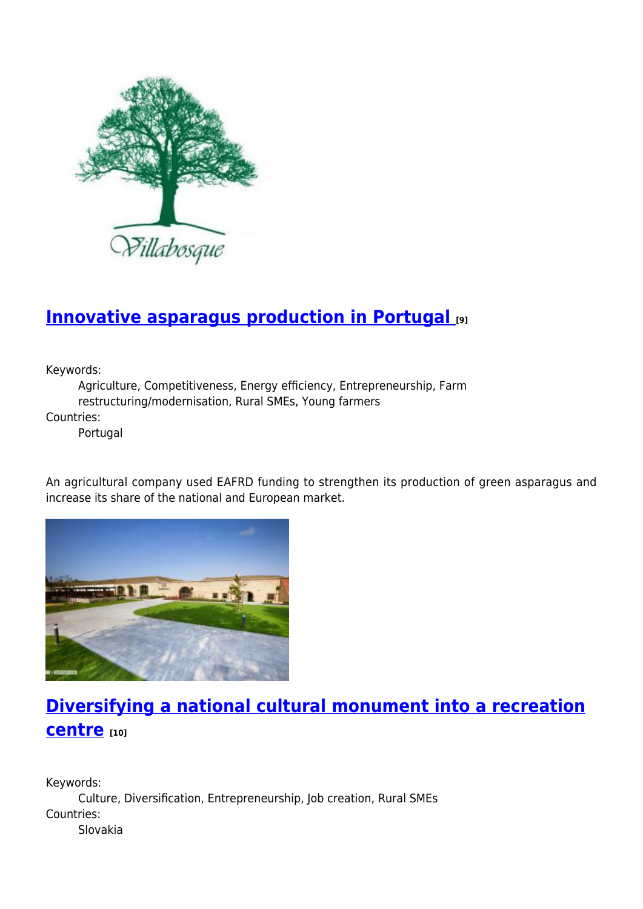## Innovative asparagus production in Portugal [9]

Keywords:

Agriculture, Competitiveness, Energy efficiency, Entrepreneurship, Farm restructuring/modernisation, Rural SMEs, Young farmers

Countries:

Portugal

An agricultural company used EAFRD funding to strengthen its production of green asparagus and increase its share of the national and European market.

## Diversifying a national cultural monument into a recreation centre [10]

Keywords:

Culture, Diversification, Entrepreneurship, Job creation, Rural SMEs

Countries:

Slovakia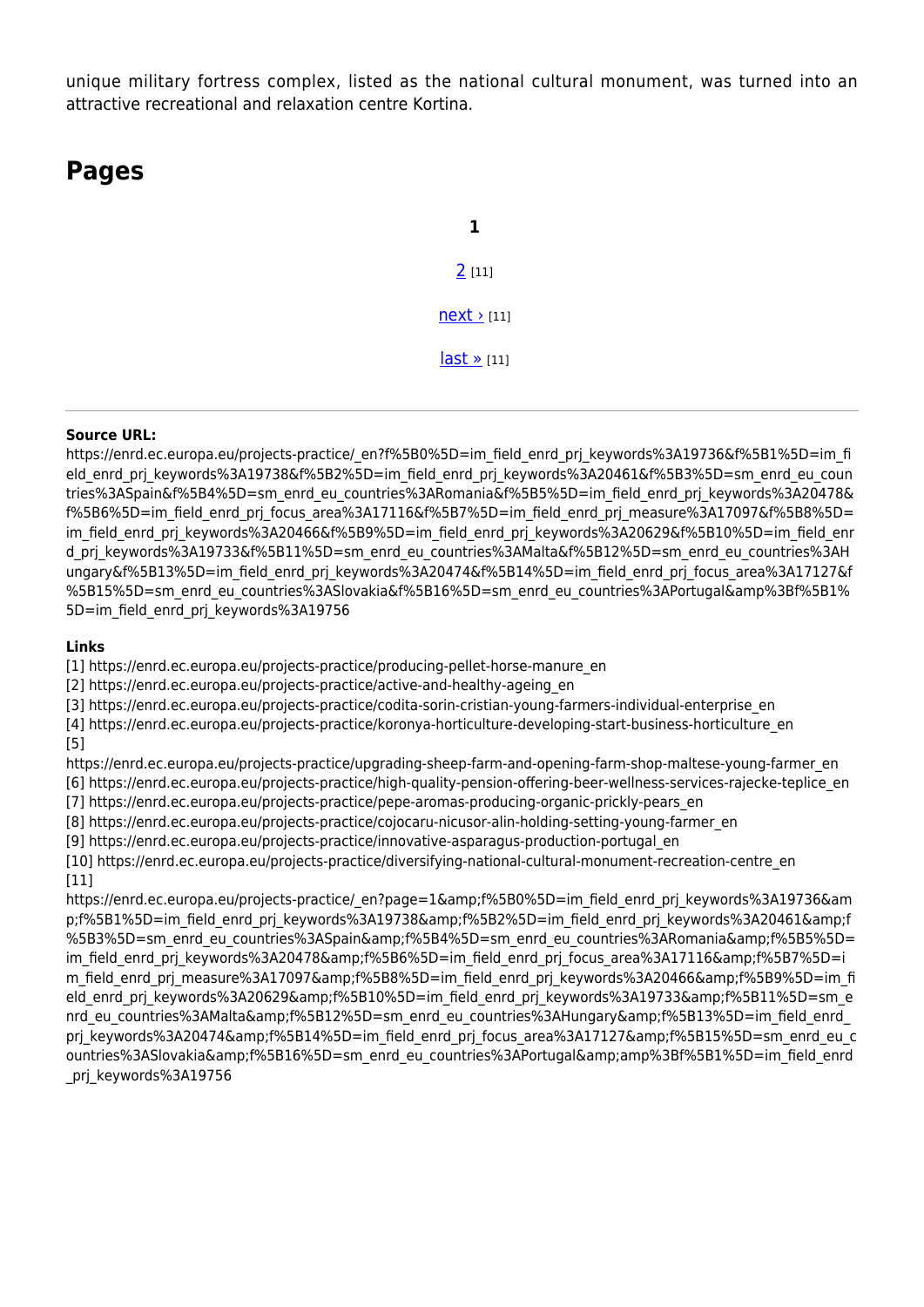unique military fortress complex, listed as the national cultural monument, was turned into an attractive recreational and relaxation centre Kortina.

## Pages

**1**

2 [11]

next › [11]

last » [11]

---

**Source URL:**
https://enrd.ec.europa.eu/projects-practice/_en?f%5B0%5D=im_field_enrd_prj_keywords%3A19736&f%5B1%5D=im_field_enrd_prj_keywords%3A19738&f%5B2%5D=im_field_enrd_prj_keywords%3A20461&f%5B3%5D=sm_enrd_eu_countries%3ASpain&f%5B4%5D=sm_enrd_eu_countries%3ARomania&f%5B5%5D=im_field_enrd_prj_keywords%3A20478&f%5B6%5D=im_field_enrd_prj_focus_area%3A17116&f%5B7%5D=im_field_enrd_prj_measure%3A17097&f%5B8%5D=im_field_enrd_prj_keywords%3A20466&f%5B9%5D=im_field_enrd_prj_keywords%3A20629&f%5B10%5D=im_field_enrd_prj_keywords%3A19733&f%5B11%5D=sm_enrd_eu_countries%3AMalta&f%5B12%5D=sm_enrd_eu_countries%3AHungary&f%5B13%5D=im_field_enrd_prj_keywords%3A20474&f%5B14%5D=im_field_enrd_prj_focus_area%3A17127&f%5B15%5D=sm_enrd_eu_countries%3ASlovakia&f%5B16%5D=sm_enrd_eu_countries%3APortugal&amp%3Bf%5B1%5D=im_field_enrd_prj_keywords%3A19756

**Links**
[1] https://enrd.ec.europa.eu/projects-practice/producing-pellet-horse-manure_en
[2] https://enrd.ec.europa.eu/projects-practice/active-and-healthy-ageing_en
[3] https://enrd.ec.europa.eu/projects-practice/codita-sorin-cristian-young-farmers-individual-enterprise_en
[4] https://enrd.ec.europa.eu/projects-practice/koronya-horticulture-developing-start-business-horticulture_en
[5] https://enrd.ec.europa.eu/projects-practice/upgrading-sheep-farm-and-opening-farm-shop-maltese-young-farmer_en
[6] https://enrd.ec.europa.eu/projects-practice/high-quality-pension-offering-beer-wellness-services-rajecke-teplice_en
[7] https://enrd.ec.europa.eu/projects-practice/pepe-aromas-producing-organic-prickly-pears_en
[8] https://enrd.ec.europa.eu/projects-practice/cojocaru-nicusor-alin-holding-setting-young-farmer_en
[9] https://enrd.ec.europa.eu/projects-practice/innovative-asparagus-production-portugal_en
[10] https://enrd.ec.europa.eu/projects-practice/diversifying-national-cultural-monument-recreation-centre_en
[11] https://enrd.ec.europa.eu/projects-practice/_en?page=1&amp;f%5B0%5D=im_field_enrd_prj_keywords%3A19736&amp;f%5B1%5D=im_field_enrd_prj_keywords%3A19738&amp;f%5B2%5D=im_field_enrd_prj_keywords%3A20461&amp;f%5B3%5D=sm_enrd_eu_countries%3ASpain&amp;f%5B4%5D=sm_enrd_eu_countries%3ARomania&amp;f%5B5%5D=im_field_enrd_prj_keywords%3A20478&amp;f%5B6%5D=im_field_enrd_prj_focus_area%3A17116&amp;f%5B7%5D=im_field_enrd_prj_measure%3A17097&amp;f%5B8%5D=im_field_enrd_prj_keywords%3A20466&amp;f%5B9%5D=im_field_enrd_prj_keywords%3A20629&amp;f%5B10%5D=im_field_enrd_prj_keywords%3A19733&amp;f%5B11%5D=sm_enrd_eu_countries%3AMalta&amp;f%5B12%5D=sm_enrd_eu_countries%3AHungary&amp;f%5B13%5D=im_field_enrd_prj_keywords%3A20474&amp;f%5B14%5D=im_field_enrd_prj_focus_area%3A17127&amp;f%5B15%5D=sm_enrd_eu_countries%3ASlovakia&amp;f%5B16%5D=sm_enrd_eu_countries%3APortugal&amp;amp%3Bf%5B1%5D=im_field_enrd_prj_keywords%3A19756